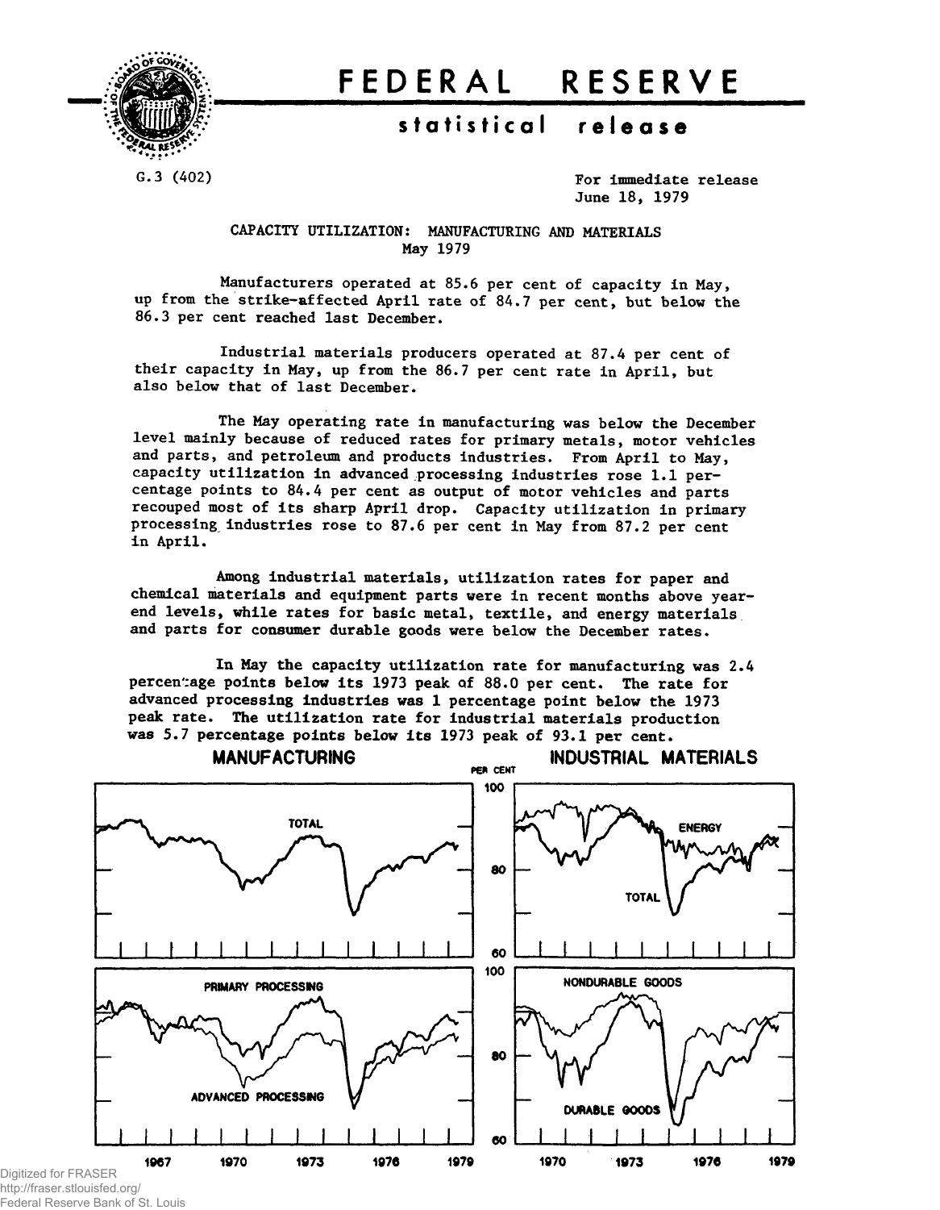# FEDERAL RESERVE

## statistical release

G.3 (402)

For immediate release
June 18, 1979

### CAPACITY UTILIZATION: MANUFACTURING AND MATERIALS
### May 1979

Manufacturers operated at 85.6 per cent of capacity in May, up from the strike-affected April rate of 84.7 per cent, but below the 86.3 per cent reached last December.

Industrial materials producers operated at 87.4 per cent of their capacity in May, up from the 86.7 per cent rate in April, but also below that of last December.

The May operating rate in manufacturing was below the December level mainly because of reduced rates for primary metals, motor vehicles and parts, and petroleum and products industries. From April to May, capacity utilization in advanced processing industries rose 1.1 percentage points to 84.4 per cent as output of motor vehicles and parts recouped most of its sharp April drop. Capacity utilization in primary processing industries rose to 87.6 per cent in May from 87.2 per cent in April.

Among industrial materials, utilization rates for paper and chemical materials and equipment parts were in recent months above year-end levels, while rates for basic metal, textile, and energy materials and parts for consumer durable goods were below the December rates.

In May the capacity utilization rate for manufacturing was 2.4 percentage points below its 1973 peak of 88.0 per cent. The rate for advanced processing industries was 1 percentage point below the 1973 peak rate. The utilization rate for industrial materials production was 5.7 percentage points below its 1973 peak of 93.1 per cent.

**MANUFACTURING** — **INDUSTRIAL MATERIALS**

PER CENT

TOTAL — ENERGY, TOTAL

PRIMARY PROCESSING, ADVANCED PROCESSING — NONDURABLE GOODS, DURABLE GOODS

1967 1970 1973 1976 1979 — 1970 1973 1976 1979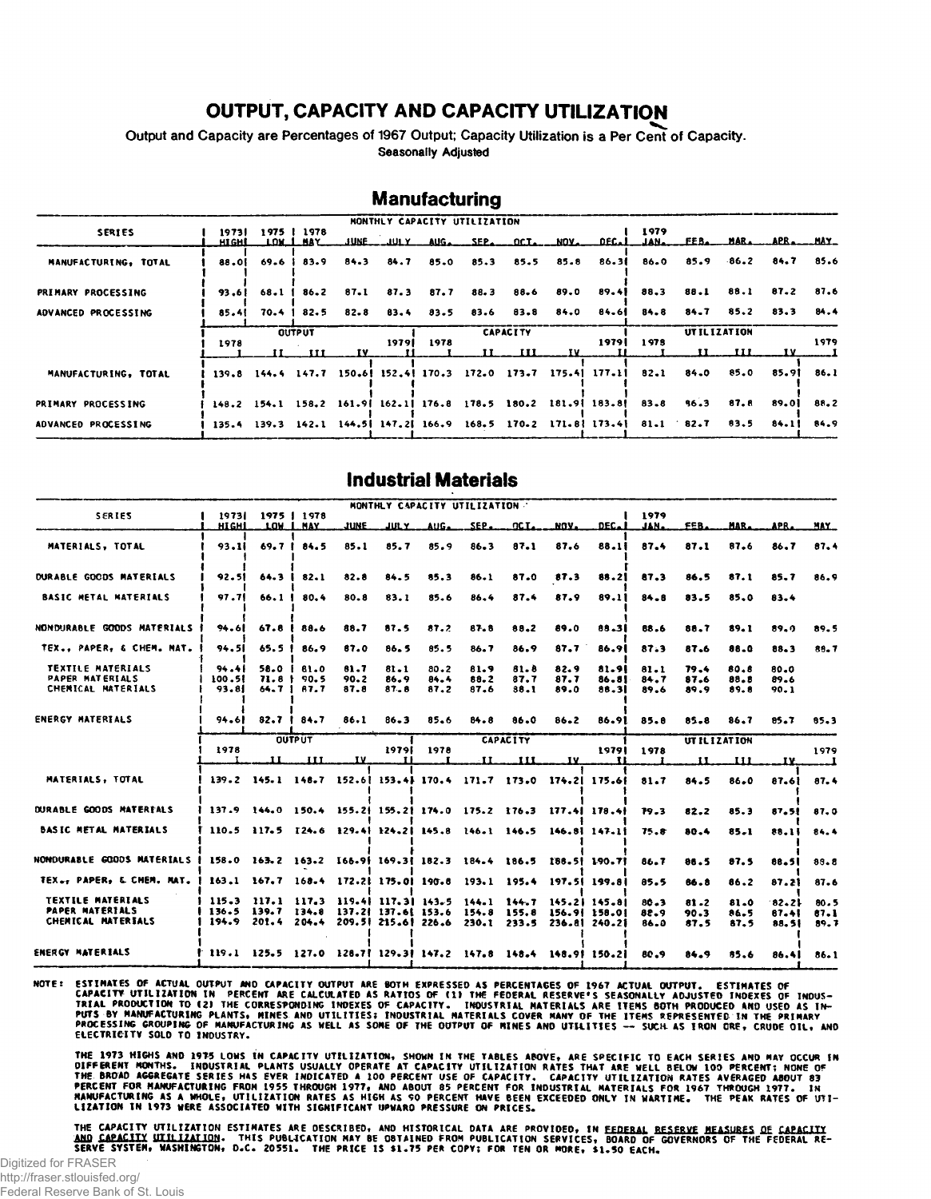# OUTPUT, CAPACITY AND CAPACITY UTILIZATION

Output and Capacity are Percentages of 1967 Output; Capacity Utilization is a Per Cent of Capacity.
Seasonally Adjusted

## Manufacturing

| SERIES | 1973 HIGH | 1975 LOW | 1978 MAY | JUNE | JULY | AUG. | SEP. | OCT. | NOV. | DEC. | 1979 JAN. | FEB. | MAR. | APR. | MAY |
|---|---|---|---|---|---|---|---|---|---|---|---|---|---|---|---|
| | MONTHLY CAPACITY UTILIZATION | | | | | | | | | | | | | | |
| MANUFACTURING, TOTAL | 88.0 | 69.6 | 83.9 | 84.3 | 84.7 | 85.0 | 85.3 | 85.5 | 85.8 | 86.3 | 86.0 | 85.9 | 86.2 | 84.7 | 85.6 |
| PRIMARY PROCESSING | 93.6 | 68.1 | 86.2 | 87.1 | 87.3 | 87.7 | 88.3 | 88.6 | 89.0 | 89.4 | 88.3 | 88.1 | 88.1 | 87.2 | 87.6 |
| ADVANCED PROCESSING | 85.4 | 70.4 | 82.5 | 82.8 | 83.4 | 83.5 | 83.6 | 83.8 | 84.0 | 84.6 | 84.8 | 84.7 | 85.2 | 83.3 | 84.4 |

| | OUTPUT | | | | | CAPACITY | | | | | UTILIZATION | | | | |
|---|---|---|---|---|---|---|---|---|---|---|---|---|---|---|---|
| | 1978 I | II | III | IV | 1979 II | 1978 I | II | III | IV | 1979 II | 1978 I | II | III | IV | 1979 I |
| MANUFACTURING, TOTAL | 139.8 | 144.4 | 147.7 | 150.6 | 152.4 | 170.3 | 172.0 | 173.7 | 175.4 | 177.1 | 82.1 | 84.0 | 85.0 | 85.9 | 86.1 |
| PRIMARY PROCESSING | 148.2 | 154.1 | 158.2 | 161.9 | 162.1 | 176.8 | 178.5 | 180.2 | 181.9 | 183.8 | 83.8 | 86.3 | 87.8 | 89.0 | 88.2 |
| ADVANCED PROCESSING | 135.4 | 139.3 | 142.1 | 144.5 | 147.2 | 166.9 | 168.5 | 170.2 | 171.8 | 173.4 | 81.1 | 82.7 | 83.5 | 84.1 | 84.9 |

## Industrial Materials

| SERIES | 1973 HIGH | 1975 LOW | 1978 MAY | JUNE | JULY | AUG. | SEP. | OCT. | NOV. | DEC. | 1979 JAN. | FEB. | MAR. | APR. | MAY |
|---|---|---|---|---|---|---|---|---|---|---|---|---|---|---|---|
| | MONTHLY CAPACITY UTILIZATION | | | | | | | | | | | | | | |
| MATERIALS, TOTAL | 93.1 | 69.7 | 84.5 | 85.1 | 85.7 | 85.9 | 86.3 | 87.1 | 87.6 | 88.1 | 87.4 | 87.1 | 87.6 | 86.7 | 87.4 |
| DURABLE GOODS MATERIALS | 92.5 | 64.3 | 82.1 | 82.8 | 84.5 | 85.3 | 86.1 | 87.0 | 87.3 | 88.2 | 87.3 | 86.5 | 87.1 | 85.7 | 86.9 |
| BASIC METAL MATERIALS | 97.7 | 66.1 | 80.4 | 80.8 | 83.1 | 85.6 | 86.4 | 87.4 | 87.9 | 89.1 | 84.8 | 83.5 | 85.0 | 83.4 | |
| NONDURABLE GOODS MATERIALS | 94.6 | 67.8 | 88.6 | 88.7 | 87.5 | 87.2 | 87.8 | 88.2 | 89.0 | 88.3 | 88.6 | 88.7 | 89.1 | 89.0 | 89.5 |
| TEX., PAPER, & CHEM. MAT. | 94.5 | 65.5 | 86.9 | 87.0 | 86.5 | 85.5 | 86.7 | 86.9 | 87.7 | 86.9 | 87.3 | 87.6 | 88.0 | 88.3 | 88.7 |
| TEXTILE MATERIALS | 94.4 | 58.0 | 81.0 | 81.7 | 81.1 | 80.2 | 81.9 | 81.8 | 82.9 | 81.9 | 81.1 | 79.4 | 80.8 | 80.0 | |
| PAPER MATERIALS | 100.5 | 71.8 | 90.5 | 90.2 | 86.9 | 84.4 | 88.2 | 87.7 | 87.7 | 86.8 | 84.7 | 87.6 | 88.8 | 89.6 | |
| CHEMICAL MATERIALS | 93.8 | 64.7 | 87.7 | 87.8 | 87.8 | 87.2 | 87.6 | 88.1 | 89.0 | 88.3 | 89.6 | 89.9 | 89.8 | 90.1 | |
| ENERGY MATERIALS | 94.6 | 82.7 | 84.7 | 86.1 | 86.3 | 85.6 | 84.8 | 86.0 | 86.2 | 86.9 | 85.8 | 85.8 | 86.7 | 85.7 | 85.3 |

| | OUTPUT | | | | | CAPACITY | | | | | UTILIZATION | | | | |
|---|---|---|---|---|---|---|---|---|---|---|---|---|---|---|---|
| | 1978 I | II | III | IV | 1979 II | 1978 I | II | III | IV | 1979 II | 1978 I | II | III | IV | 1979 I |
| MATERIALS, TOTAL | 139.2 | 145.1 | 148.7 | 152.6 | 153.4 | 170.4 | 171.7 | 173.0 | 174.2 | 175.6 | 81.7 | 84.5 | 86.0 | 87.6 | 87.4 |
| DURABLE GOODS MATERIALS | 137.9 | 144.0 | 150.4 | 155.2 | 155.2 | 174.0 | 175.2 | 176.3 | 177.4 | 178.4 | 79.3 | 82.2 | 85.3 | 87.5 | 87.0 |
| BASIC METAL MATERIALS | 110.5 | 117.5 | 124.6 | 129.4 | 124.2 | 145.8 | 146.1 | 146.5 | 146.8 | 147.1 | 75.8 | 80.4 | 85.1 | 88.1 | 84.4 |
| NONDURABLE GOODS MATERIALS | 158.0 | 163.2 | 163.2 | 166.9 | 169.3 | 182.3 | 184.4 | 186.5 | 188.5 | 190.7 | 86.7 | 88.5 | 87.5 | 88.5 | 88.8 |
| TEX., PAPER, & CHEM. MAT. | 163.1 | 167.7 | 168.4 | 172.2 | 175.0 | 190.8 | 193.1 | 195.4 | 197.5 | 199.8 | 85.5 | 86.8 | 86.2 | 87.2 | 87.6 |
| TEXTILE MATERIALS | 115.3 | 117.1 | 117.3 | 119.4 | 117.3 | 143.5 | 144.1 | 144.7 | 145.2 | 145.8 | 80.3 | 81.2 | 81.0 | 82.2 | 80.5 |
| PAPER MATERIALS | 136.5 | 139.7 | 134.8 | 137.2 | 137.6 | 153.6 | 154.8 | 155.8 | 156.9 | 158.0 | 88.9 | 90.3 | 86.5 | 87.4 | 87.1 |
| CHEMICAL MATERIALS | 194.9 | 201.4 | 204.4 | 209.5 | 215.6 | 226.6 | 230.1 | 233.5 | 236.8 | 240.2 | 86.0 | 87.5 | 87.5 | 88.5 | 89.7 |
| ENERGY MATERIALS | 119.1 | 125.5 | 127.0 | 128.7 | 129.3 | 147.2 | 147.8 | 148.4 | 148.9 | 150.2 | 80.9 | 84.9 | 85.6 | 86.4 | 86.1 |

NOTE: ESTIMATES OF ACTUAL OUTPUT AND CAPACITY OUTPUT ARE BOTH EXPRESSED AS PERCENTAGES OF 1967 ACTUAL OUTPUT. ESTIMATES OF CAPACITY UTILIZATION IN PERCENT ARE CALCULATED AS RATIOS OF (1) THE FEDERAL RESERVE'S SEASONALLY ADJUSTED INDEXES OF INDUSTRIAL PRODUCTION TO (2) THE CORRESPONDING INDEXES OF CAPACITY. INDUSTRIAL MATERIALS ARE ITEMS BOTH PRODUCED AND USED AS INPUTS BY MANUFACTURING PLANTS, MINES AND UTILITIES; INDUSTRIAL MATERIALS COVER MANY OF THE ITEMS REPRESENTED IN THE PRIMARY PROCESSING GROUPING OF MANUFACTURING AS WELL AS SOME OF THE OUTPUT OF MINES AND UTILITIES -- SUCH AS IRON ORE, CRUDE OIL, AND ELECTRICITY SOLD TO INDUSTRY.

THE 1973 HIGHS AND 1975 LOWS IN CAPACITY UTILIZATION, SHOWN IN THE TABLES ABOVE, ARE SPECIFIC TO EACH SERIES AND MAY OCCUR IN DIFFERENT MONTHS. INDUSTRIAL PLANTS USUALLY OPERATE AT CAPACITY UTILIZATION RATES THAT ARE WELL BELOW 100 PERCENT; NONE OF THE BROAD AGGREGATE SERIES HAS EVER INDICATED A 100 PERCENT USE OF CAPACITY. CAPACITY UTILIZATION RATES AVERAGED ABOUT 83 PERCENT FOR MANUFACTURING FROM 1955 THROUGH 1977, AND ABOUT 85 PERCENT FOR INDUSTRIAL MATERIALS FOR 1967 THROUGH 1977. IN MANUFACTURING AS A WHOLE, UTILIZATION RATES AS HIGH AS 90 PERCENT HAVE BEEN EXCEEDED ONLY IN WARTIME. THE PEAK RATES OF UTILIZATION IN 1973 WERE ASSOCIATED WITH SIGNIFICANT UPWARD PRESSURE ON PRICES.

THE CAPACITY UTILIZATION ESTIMATES ARE DESCRIBED, AND HISTORICAL DATA ARE PROVIDED, IN FEDERAL RESERVE MEASURES OF CAPACITY AND CAPACITY UTILIZATION. THIS PUBLICATION MAY BE OBTAINED FROM PUBLICATION SERVICES, BOARD OF GOVERNORS OF THE FEDERAL RESERVE SYSTEM, WASHINGTON, D.C. 20551. THE PRICE IS $1.75 PER COPY; FOR TEN OR MORE, $1.50 EACH.